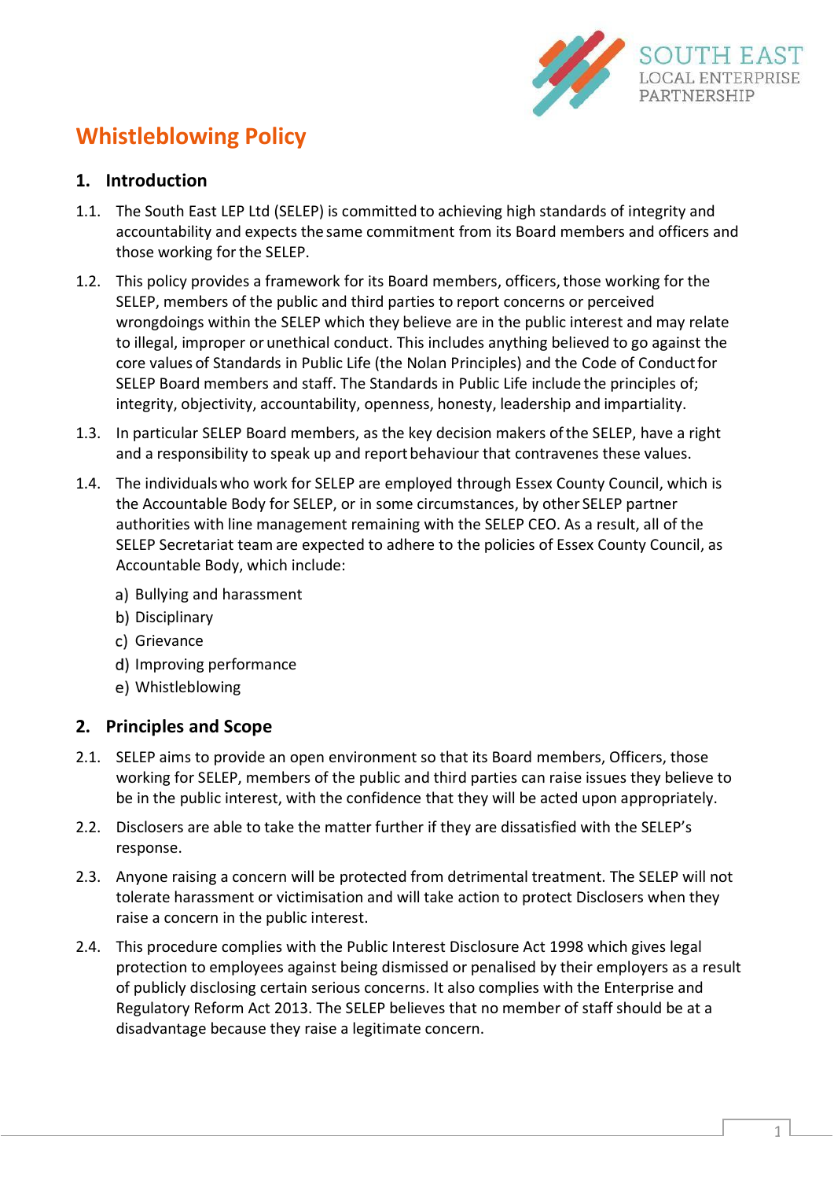# Whistleblowing Policy

## 1. Introduction

1.1. The South East LEP Ltd (SELEP) is committed to achieving high standards of integrity and accountability and expects the same commitment from its Board members and officers and those working for the SELEP.

1.2. This policy provides a framework for its Board members, officers, those working for the SELEP, members of the public and third parties to report concerns or perceived wrongdoings within the SELEP which they believe are in the public interest and may relate to illegal, improper or unethical conduct. This includes anything believed to go against the core values of Standards in Public Life (the Nolan Principles) and the Code of Conduct for SELEP Board members and staff. The Standards in Public Life include the principles of; integrity, objectivity, accountability, openness, honesty, leadership and impartiality.

1.3. In particular SELEP Board members, as the key decision makers of the SELEP, have a right and a responsibility to speak up and report behaviour that contravenes these values.

1.4. The individuals who work for SELEP are employed through Essex County Council, which is the Accountable Body for SELEP, or in some circumstances, by other SELEP partner authorities with line management remaining with the SELEP CEO. As a result, all of the SELEP Secretariat team are expected to adhere to the policies of Essex County Council, as Accountable Body, which include:

a) Bullying and harassment
b) Disciplinary
c) Grievance
d) Improving performance
e) Whistleblowing

## 2. Principles and Scope

2.1. SELEP aims to provide an open environment so that its Board members, Officers, those working for SELEP, members of the public and third parties can raise issues they believe to be in the public interest, with the confidence that they will be acted upon appropriately.

2.2. Disclosers are able to take the matter further if they are dissatisfied with the SELEP's response.

2.3. Anyone raising a concern will be protected from detrimental treatment. The SELEP will not tolerate harassment or victimisation and will take action to protect Disclosers when they raise a concern in the public interest.

2.4. This procedure complies with the Public Interest Disclosure Act 1998 which gives legal protection to employees against being dismissed or penalised by their employers as a result of publicly disclosing certain serious concerns. It also complies with the Enterprise and Regulatory Reform Act 2013. The SELEP believes that no member of staff should be at a disadvantage because they raise a legitimate concern.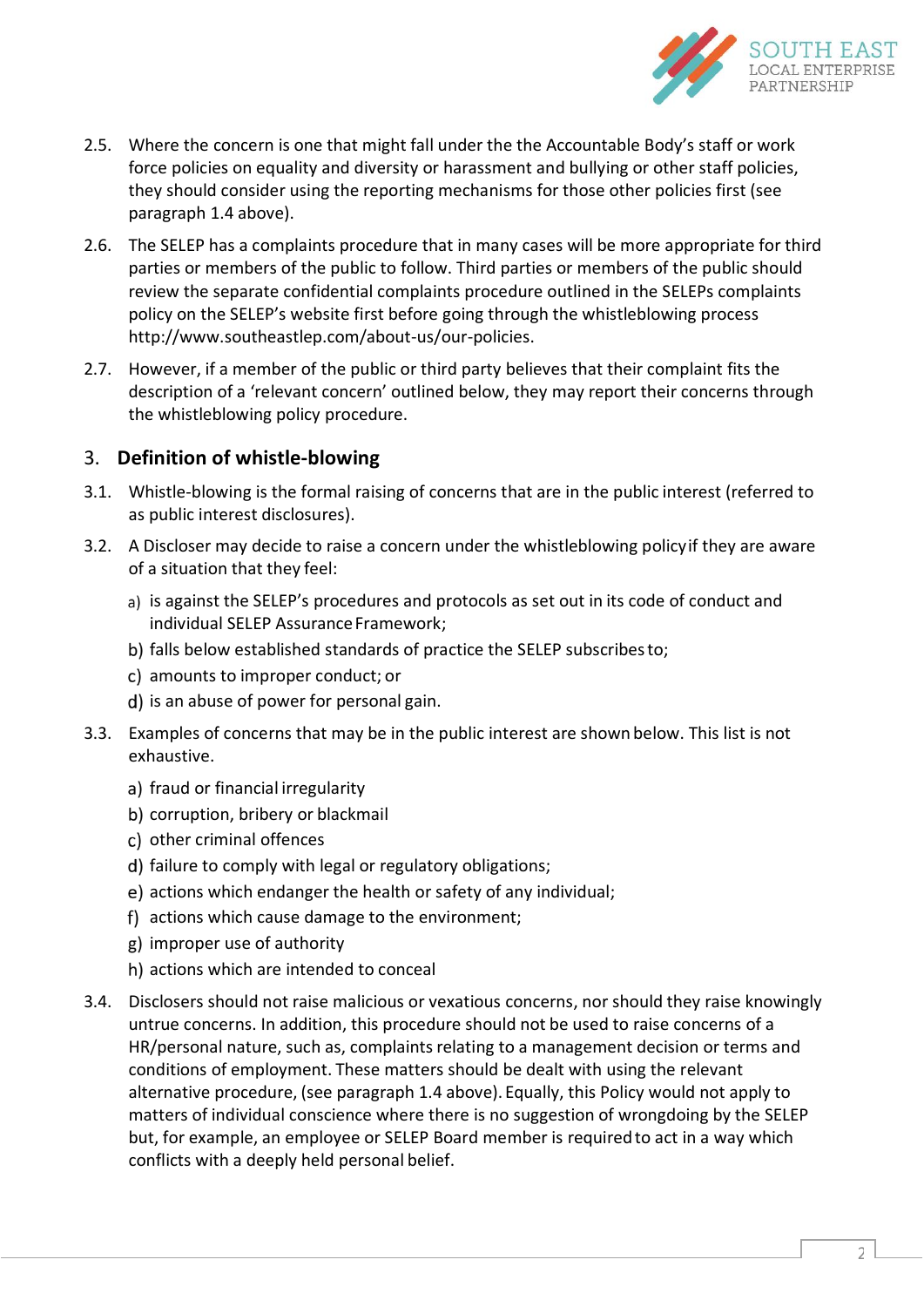2.5. Where the concern is one that might fall under the the Accountable Body's staff or work force policies on equality and diversity or harassment and bullying or other staff policies, they should consider using the reporting mechanisms for those other policies first (see paragraph 1.4 above).

2.6. The SELEP has a complaints procedure that in many cases will be more appropriate for third parties or members of the public to follow. Third parties or members of the public should review the separate confidential complaints procedure outlined in the SELEPs complaints policy on the SELEP's website first before going through the whistleblowing process http://www.southeastlep.com/about-us/our-policies.

2.7. However, if a member of the public or third party believes that their complaint fits the description of a 'relevant concern' outlined below, they may report their concerns through the whistleblowing policy procedure.

## 3. Definition of whistle-blowing

3.1. Whistle-blowing is the formal raising of concerns that are in the public interest (referred to as public interest disclosures).

3.2. A Discloser may decide to raise a concern under the whistleblowing policy if they are aware of a situation that they feel:

a) is against the SELEP's procedures and protocols as set out in its code of conduct and individual SELEP Assurance Framework;
b) falls below established standards of practice the SELEP subscribes to;
c) amounts to improper conduct; or
d) is an abuse of power for personal gain.

3.3. Examples of concerns that may be in the public interest are shown below. This list is not exhaustive.

a) fraud or financial irregularity
b) corruption, bribery or blackmail
c) other criminal offences
d) failure to comply with legal or regulatory obligations;
e) actions which endanger the health or safety of any individual;
f) actions which cause damage to the environment;
g) improper use of authority
h) actions which are intended to conceal

3.4. Disclosers should not raise malicious or vexatious concerns, nor should they raise knowingly untrue concerns. In addition, this procedure should not be used to raise concerns of a HR/personal nature, such as, complaints relating to a management decision or terms and conditions of employment. These matters should be dealt with using the relevant alternative procedure, (see paragraph 1.4 above). Equally, this Policy would not apply to matters of individual conscience where there is no suggestion of wrongdoing by the SELEP but, for example, an employee or SELEP Board member is required to act in a way which conflicts with a deeply held personal belief.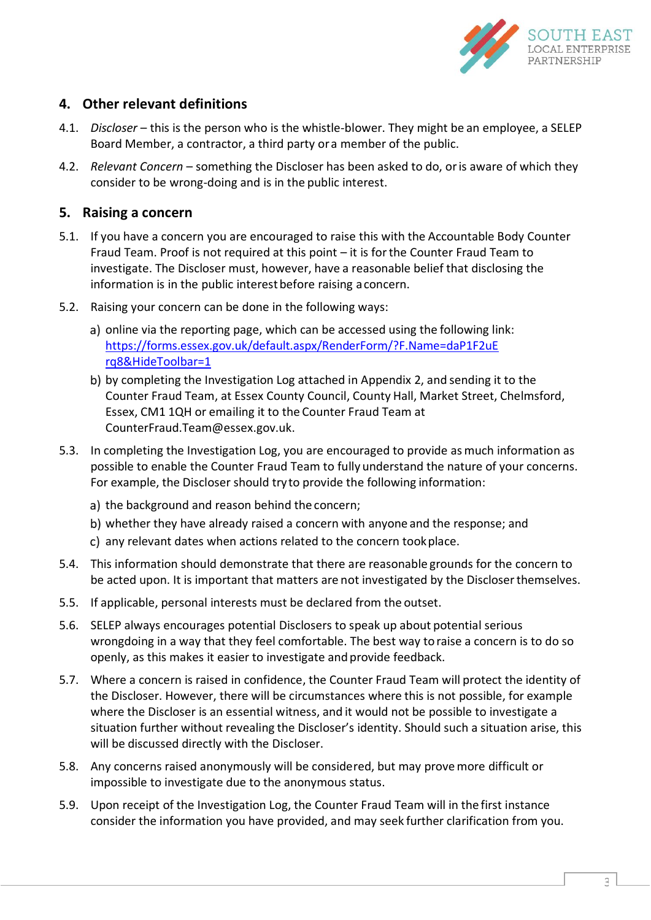## 4. Other relevant definitions

4.1. *Discloser* – this is the person who is the whistle-blower. They might be an employee, a SELEP Board Member, a contractor, a third party or a member of the public.

4.2. *Relevant Concern* – something the Discloser has been asked to do, or is aware of which they consider to be wrong-doing and is in the public interest.

## 5. Raising a concern

5.1. If you have a concern you are encouraged to raise this with the Accountable Body Counter Fraud Team. Proof is not required at this point – it is for the Counter Fraud Team to investigate. The Discloser must, however, have a reasonable belief that disclosing the information is in the public interest before raising a concern.

5.2. Raising your concern can be done in the following ways:

a) online via the reporting page, which can be accessed using the following link: https://forms.essex.gov.uk/default.aspx/RenderForm/?F.Name=daP1F2uErq8&HideToolbar=1

b) by completing the Investigation Log attached in Appendix 2, and sending it to the Counter Fraud Team, at Essex County Council, County Hall, Market Street, Chelmsford, Essex, CM1 1QH or emailing it to the Counter Fraud Team at CounterFraud.Team@essex.gov.uk.

5.3. In completing the Investigation Log, you are encouraged to provide as much information as possible to enable the Counter Fraud Team to fully understand the nature of your concerns. For example, the Discloser should try to provide the following information:

a) the background and reason behind the concern;

b) whether they have already raised a concern with anyone and the response; and

c) any relevant dates when actions related to the concern took place.

5.4. This information should demonstrate that there are reasonable grounds for the concern to be acted upon. It is important that matters are not investigated by the Discloser themselves.

5.5. If applicable, personal interests must be declared from the outset.

5.6. SELEP always encourages potential Disclosers to speak up about potential serious wrongdoing in a way that they feel comfortable. The best way to raise a concern is to do so openly, as this makes it easier to investigate and provide feedback.

5.7. Where a concern is raised in confidence, the Counter Fraud Team will protect the identity of the Discloser. However, there will be circumstances where this is not possible, for example where the Discloser is an essential witness, and it would not be possible to investigate a situation further without revealing the Discloser's identity. Should such a situation arise, this will be discussed directly with the Discloser.

5.8. Any concerns raised anonymously will be considered, but may prove more difficult or impossible to investigate due to the anonymous status.

5.9. Upon receipt of the Investigation Log, the Counter Fraud Team will in the first instance consider the information you have provided, and may seek further clarification from you.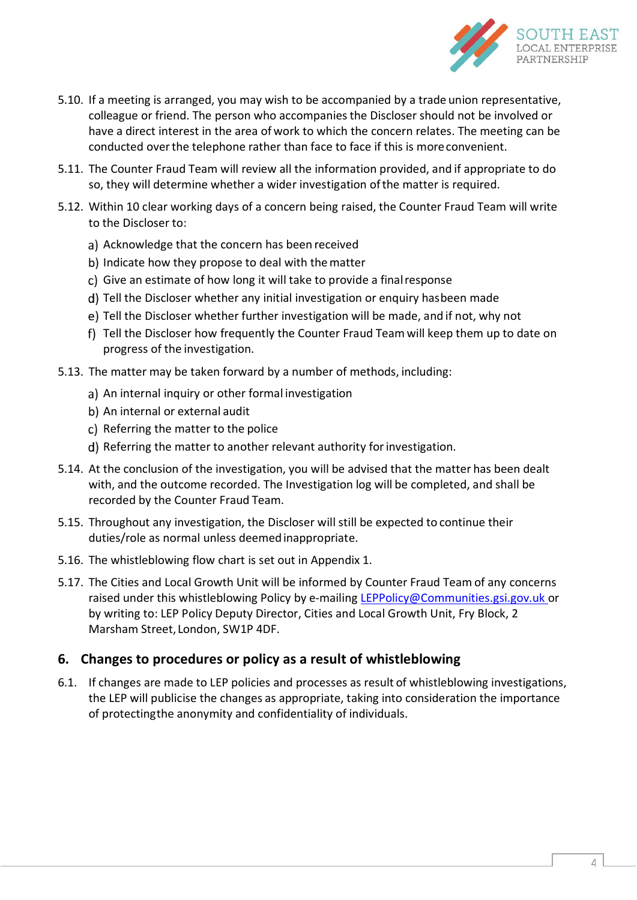5.10. If a meeting is arranged, you may wish to be accompanied by a trade union representative, colleague or friend. The person who accompanies the Discloser should not be involved or have a direct interest in the area of work to which the concern relates. The meeting can be conducted over the telephone rather than face to face if this is more convenient.

5.11. The Counter Fraud Team will review all the information provided, and if appropriate to do so, they will determine whether a wider investigation of the matter is required.

5.12. Within 10 clear working days of a concern being raised, the Counter Fraud Team will write to the Discloser to:

a) Acknowledge that the concern has been received
b) Indicate how they propose to deal with the matter
c) Give an estimate of how long it will take to provide a final response
d) Tell the Discloser whether any initial investigation or enquiry has been made
e) Tell the Discloser whether further investigation will be made, and if not, why not
f) Tell the Discloser how frequently the Counter Fraud Team will keep them up to date on progress of the investigation.

5.13. The matter may be taken forward by a number of methods, including:

a) An internal inquiry or other formal investigation
b) An internal or external audit
c) Referring the matter to the police
d) Referring the matter to another relevant authority for investigation.

5.14. At the conclusion of the investigation, you will be advised that the matter has been dealt with, and the outcome recorded. The Investigation log will be completed, and shall be recorded by the Counter Fraud Team.

5.15. Throughout any investigation, the Discloser will still be expected to continue their duties/role as normal unless deemed inappropriate.

5.16. The whistleblowing flow chart is set out in Appendix 1.

5.17. The Cities and Local Growth Unit will be informed by Counter Fraud Team of any concerns raised under this whistleblowing Policy by e-mailing LEPPolicy@Communities.gsi.gov.uk or by writing to: LEP Policy Deputy Director, Cities and Local Growth Unit, Fry Block, 2 Marsham Street, London, SW1P 4DF.

## 6. Changes to procedures or policy as a result of whistleblowing

6.1. If changes are made to LEP policies and processes as result of whistleblowing investigations, the LEP will publicise the changes as appropriate, taking into consideration the importance of protecting the anonymity and confidentiality of individuals.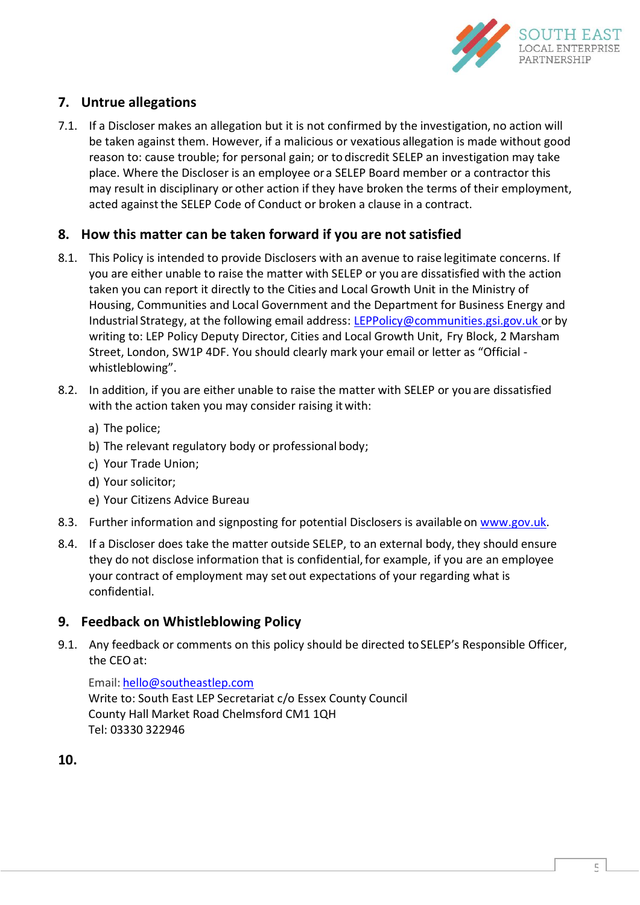## 7. Untrue allegations

7.1. If a Discloser makes an allegation but it is not confirmed by the investigation, no action will be taken against them. However, if a malicious or vexatious allegation is made without good reason to: cause trouble; for personal gain; or to discredit SELEP an investigation may take place. Where the Discloser is an employee or a SELEP Board member or a contractor this may result in disciplinary or other action if they have broken the terms of their employment, acted against the SELEP Code of Conduct or broken a clause in a contract.

## 8. How this matter can be taken forward if you are not satisfied

8.1. This Policy is intended to provide Disclosers with an avenue to raise legitimate concerns. If you are either unable to raise the matter with SELEP or you are dissatisfied with the action taken you can report it directly to the Cities and Local Growth Unit in the Ministry of Housing, Communities and Local Government and the Department for Business Energy and Industrial Strategy, at the following email address: LEPPolicy@communities.gsi.gov.uk or by writing to: LEP Policy Deputy Director, Cities and Local Growth Unit, Fry Block, 2 Marsham Street, London, SW1P 4DF. You should clearly mark your email or letter as "Official - whistleblowing".

8.2. In addition, if you are either unable to raise the matter with SELEP or you are dissatisfied with the action taken you may consider raising it with:

a) The police;
b) The relevant regulatory body or professional body;
c) Your Trade Union;
d) Your solicitor;
e) Your Citizens Advice Bureau

8.3. Further information and signposting for potential Disclosers is available on www.gov.uk.

8.4. If a Discloser does take the matter outside SELEP, to an external body, they should ensure they do not disclose information that is confidential, for example, if you are an employee your contract of employment may set out expectations of your regarding what is confidential.

## 9. Feedback on Whistleblowing Policy

9.1. Any feedback or comments on this policy should be directed to SELEP's Responsible Officer, the CEO at:

Email: hello@southeastlep.com
Write to: South East LEP Secretariat c/o Essex County Council
County Hall Market Road Chelmsford CM1 1QH
Tel: 03330 322946

## 10.